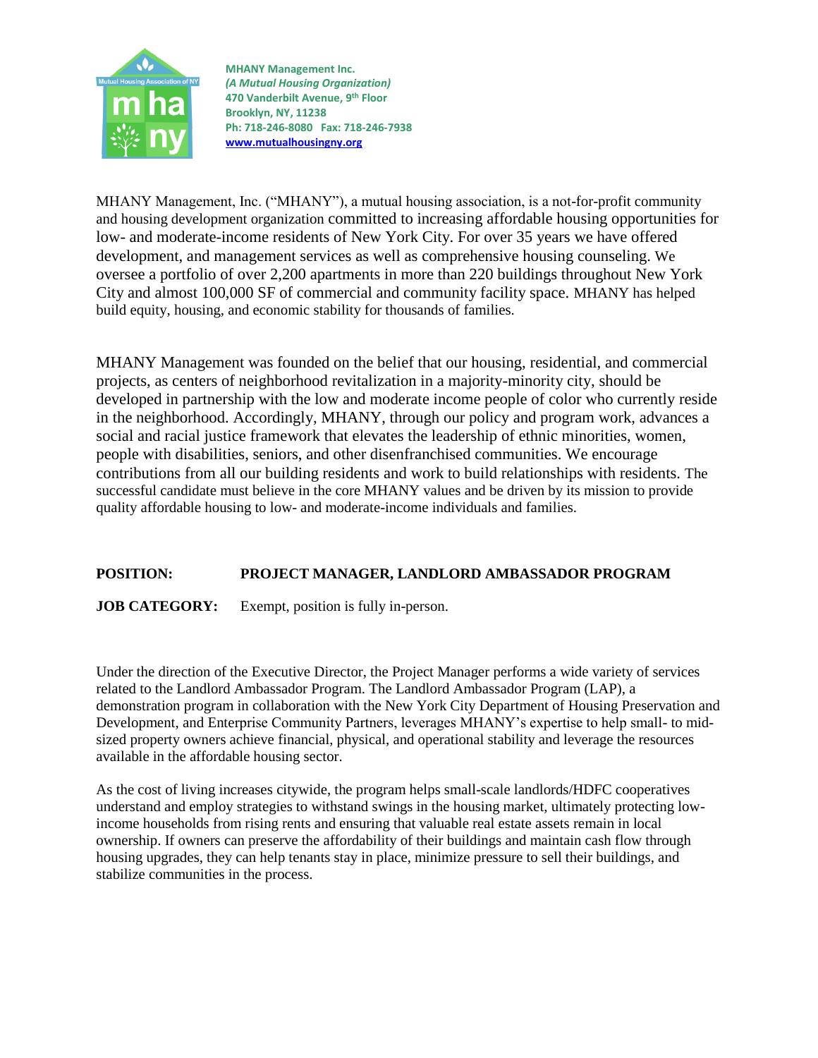**MHANY Management Inc.**
***(A Mutual Housing Organization)***
**470 Vanderbilt Avenue, 9th Floor**
**Brooklyn, NY, 11238**
**Ph: 718-246-8080 Fax: 718-246-7938**
**[www.mutualhousingny.org](http://www.mutualhousingny.org)**

MHANY Management, Inc. ("MHANY"), a mutual housing association, is a not-for-profit community and housing development organization committed to increasing affordable housing opportunities for low- and moderate-income residents of New York City. For over 35 years we have offered development, and management services as well as comprehensive housing counseling. We oversee a portfolio of over 2,200 apartments in more than 220 buildings throughout New York City and almost 100,000 SF of commercial and community facility space. MHANY has helped build equity, housing, and economic stability for thousands of families.

MHANY Management was founded on the belief that our housing, residential, and commercial projects, as centers of neighborhood revitalization in a majority-minority city, should be developed in partnership with the low and moderate income people of color who currently reside in the neighborhood. Accordingly, MHANY, through our policy and program work, advances a social and racial justice framework that elevates the leadership of ethnic minorities, women, people with disabilities, seniors, and other disenfranchised communities. We encourage contributions from all our building residents and work to build relationships with residents. The successful candidate must believe in the core MHANY values and be driven by its mission to provide quality affordable housing to low- and moderate-income individuals and families.

**POSITION:** **PROJECT MANAGER, LANDLORD AMBASSADOR PROGRAM**

**JOB CATEGORY:** Exempt, position is fully in-person.

Under the direction of the Executive Director, the Project Manager performs a wide variety of services related to the Landlord Ambassador Program. The Landlord Ambassador Program (LAP), a demonstration program in collaboration with the New York City Department of Housing Preservation and Development, and Enterprise Community Partners, leverages MHANY's expertise to help small- to mid-sized property owners achieve financial, physical, and operational stability and leverage the resources available in the affordable housing sector.

As the cost of living increases citywide, the program helps small-scale landlords/HDFC cooperatives understand and employ strategies to withstand swings in the housing market, ultimately protecting low-income households from rising rents and ensuring that valuable real estate assets remain in local ownership. If owners can preserve the affordability of their buildings and maintain cash flow through housing upgrades, they can help tenants stay in place, minimize pressure to sell their buildings, and stabilize communities in the process.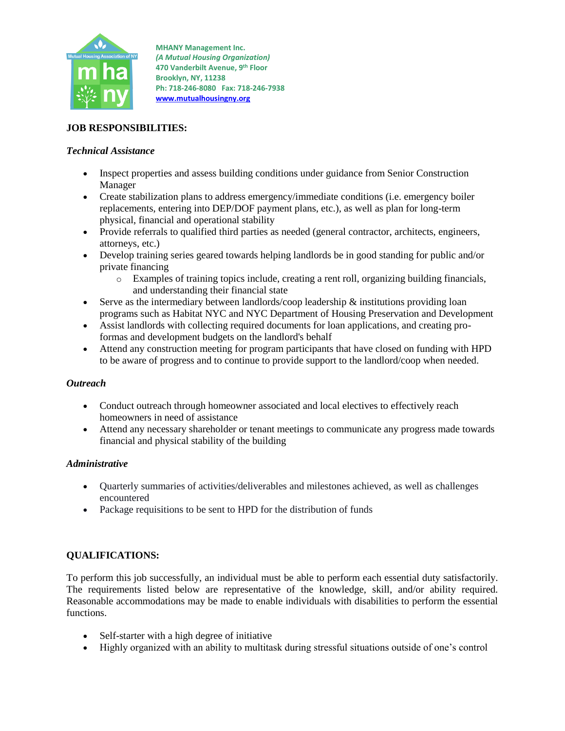MHANY Management Inc.
*(A Mutual Housing Organization)*
470 Vanderbilt Avenue, 9th Floor
Brooklyn, NY, 11238
Ph: 718-246-8080 Fax: 718-246-7938
www.mutualhousingny.org

**JOB RESPONSIBILITIES:**

***Technical Assistance***

- Inspect properties and assess building conditions under guidance from Senior Construction Manager
- Create stabilization plans to address emergency/immediate conditions (i.e. emergency boiler replacements, entering into DEP/DOF payment plans, etc.), as well as plan for long-term physical, financial and operational stability
- Provide referrals to qualified third parties as needed (general contractor, architects, engineers, attorneys, etc.)
- Develop training series geared towards helping landlords be in good standing for public and/or private financing
  - Examples of training topics include, creating a rent roll, organizing building financials, and understanding their financial state
- Serve as the intermediary between landlords/coop leadership & institutions providing loan programs such as Habitat NYC and NYC Department of Housing Preservation and Development
- Assist landlords with collecting required documents for loan applications, and creating pro-formas and development budgets on the landlord's behalf
- Attend any construction meeting for program participants that have closed on funding with HPD to be aware of progress and to continue to provide support to the landlord/coop when needed.

***Outreach***

- Conduct outreach through homeowner associated and local electives to effectively reach homeowners in need of assistance
- Attend any necessary shareholder or tenant meetings to communicate any progress made towards financial and physical stability of the building

***Administrative***

- Quarterly summaries of activities/deliverables and milestones achieved, as well as challenges encountered
- Package requisitions to be sent to HPD for the distribution of funds

**QUALIFICATIONS:**

To perform this job successfully, an individual must be able to perform each essential duty satisfactorily. The requirements listed below are representative of the knowledge, skill, and/or ability required. Reasonable accommodations may be made to enable individuals with disabilities to perform the essential functions.

- Self-starter with a high degree of initiative
- Highly organized with an ability to multitask during stressful situations outside of one's control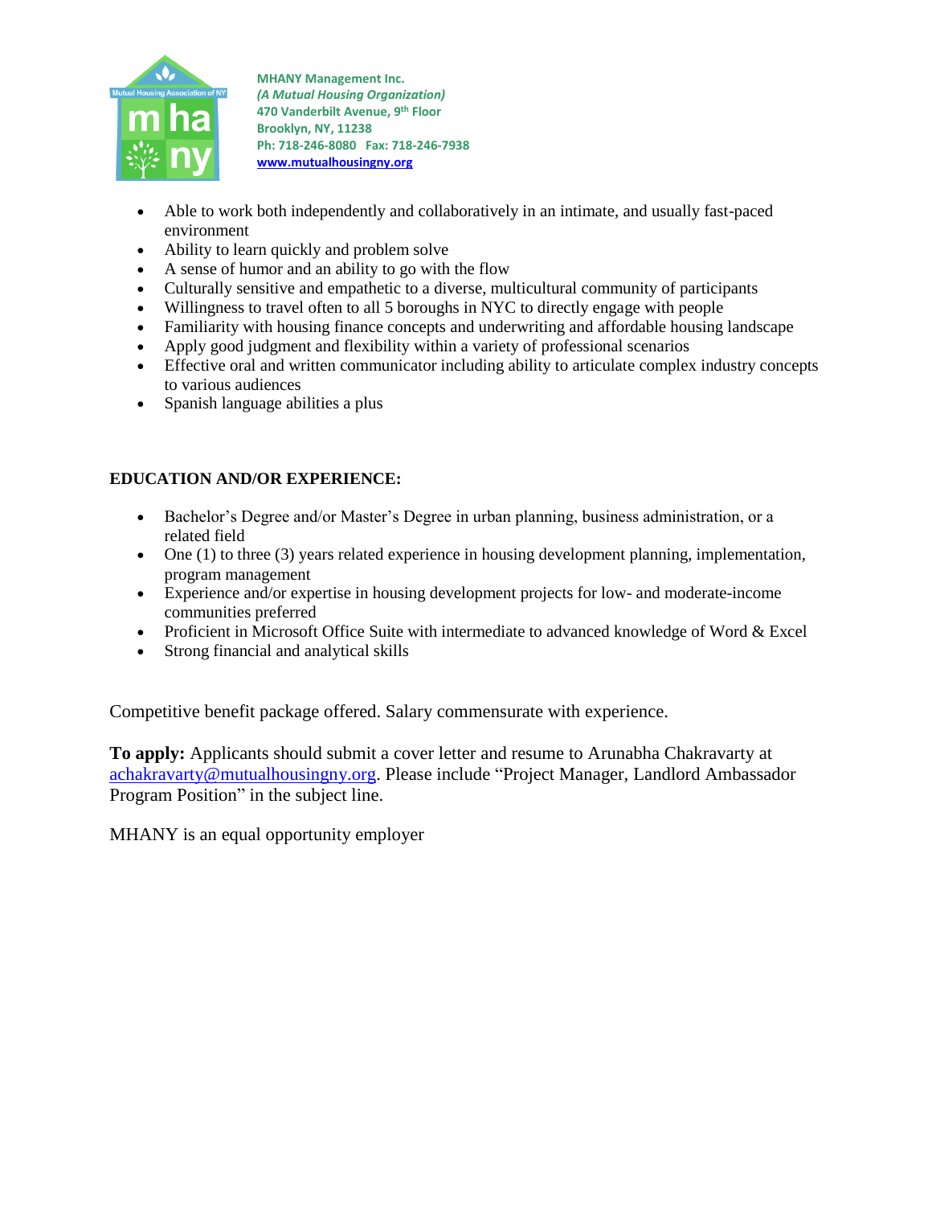**MHANY Management Inc.**
***(A Mutual Housing Organization)***
**470 Vanderbilt Avenue, 9th Floor**
**Brooklyn, NY, 11238**
**Ph: 718-246-8080 Fax: 718-246-7938**
**www.mutualhousingny.org**

- Able to work both independently and collaboratively in an intimate, and usually fast-paced environment
- Ability to learn quickly and problem solve
- A sense of humor and an ability to go with the flow
- Culturally sensitive and empathetic to a diverse, multicultural community of participants
- Willingness to travel often to all 5 boroughs in NYC to directly engage with people
- Familiarity with housing finance concepts and underwriting and affordable housing landscape
- Apply good judgment and flexibility within a variety of professional scenarios
- Effective oral and written communicator including ability to articulate complex industry concepts to various audiences
- Spanish language abilities a plus

**EDUCATION AND/OR EXPERIENCE:**

- Bachelor's Degree and/or Master's Degree in urban planning, business administration, or a related field
- One (1) to three (3) years related experience in housing development planning, implementation, program management
- Experience and/or expertise in housing development projects for low- and moderate-income communities preferred
- Proficient in Microsoft Office Suite with intermediate to advanced knowledge of Word & Excel
- Strong financial and analytical skills

Competitive benefit package offered. Salary commensurate with experience.

**To apply:** Applicants should submit a cover letter and resume to Arunabha Chakravarty at achakravarty@mutualhousingny.org. Please include "Project Manager, Landlord Ambassador Program Position" in the subject line.

MHANY is an equal opportunity employer